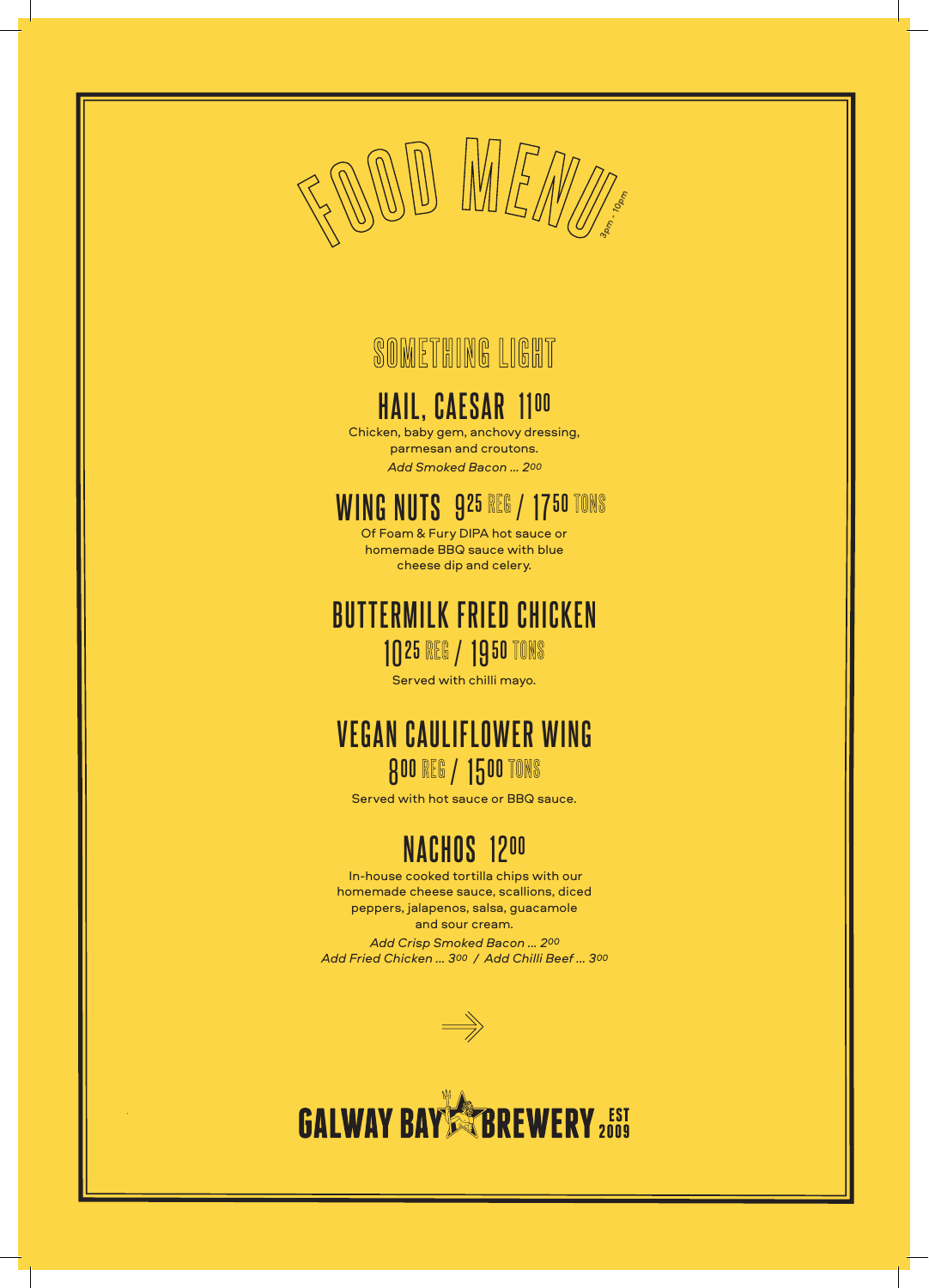# FOOD MENU

3pm - 10pm

## SOMETHING LIGHT

### HAIL, CAESAR 11.00

Chicken, baby gem, anchovy dressing, parmesan and croutons.

*Add Smoked Bacon ... 2.00*

### WING NUTS 9.25 REG / 17.50 TONS

Of Foam & Fury DIPA hot sauce or homemade BBQ sauce with blue cheese dip and celery.

### BUTTERMILK FRIED CHICKEN

10.25 REG / 19.50 TONS

Served with chilli mayo.

### VEGAN CAULIFLOWER WING

8.00 REG / 15.00 TONS

Served with hot sauce or BBQ sauce.

### NACHOS 12.00

In-house cooked tortilla chips with our homemade cheese sauce, scallions, diced peppers, jalapenos, salsa, guacamole and sour cream.

*Add Crisp Smoked Bacon ... 2.00*
*Add Fried Chicken ... 3.00 / Add Chilli Beef ... 3.00*

⇒

GALWAY BAY BREWERY EST 2009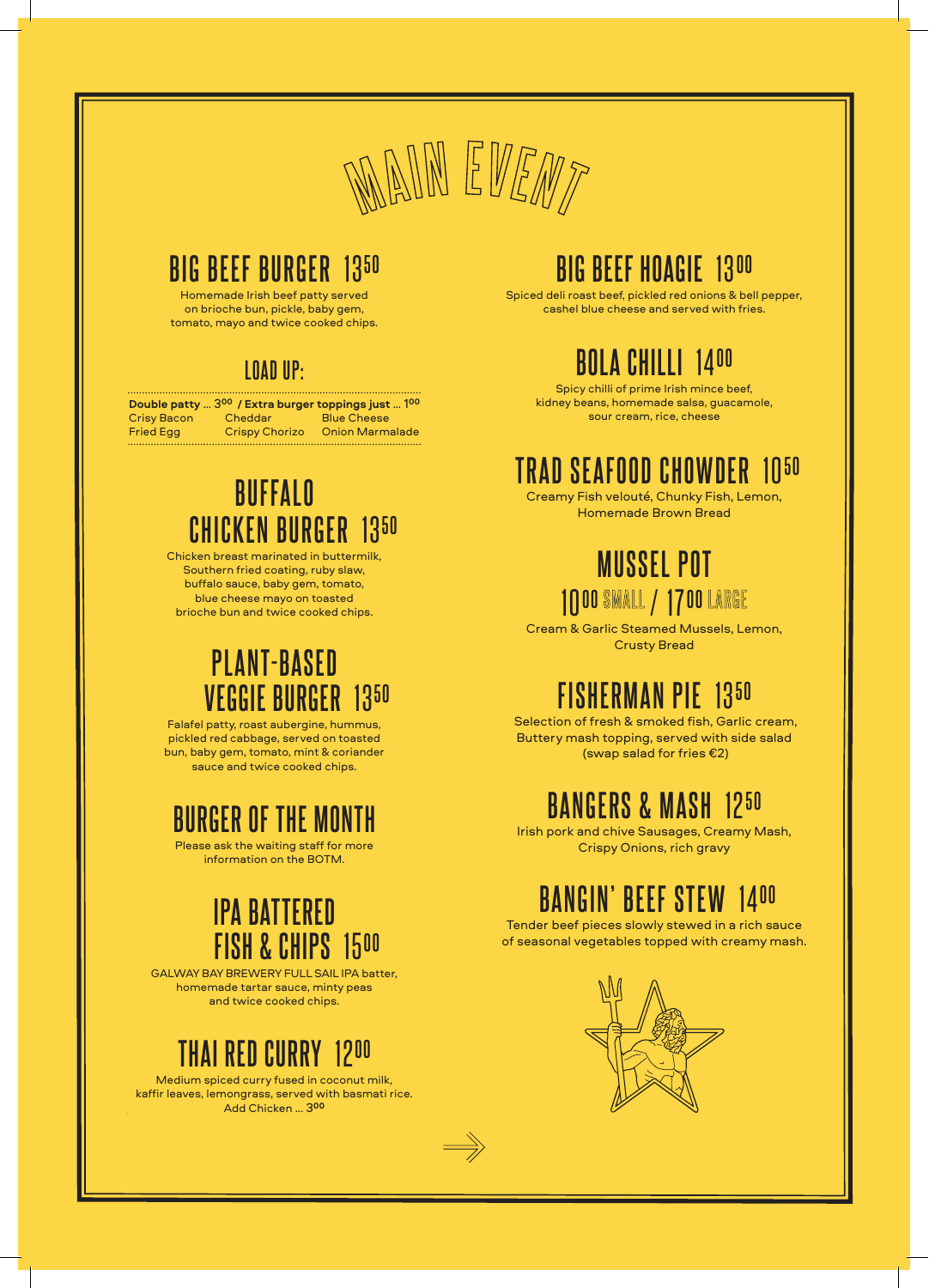# MAIN EVENT

## BIG BEEF BURGER 13.50

Homemade Irish beef patty served on brioche bun, pickle, baby gem, tomato, mayo and twice cooked chips.

### LOAD UP:

**Double patty ... 3.00 / Extra burger toppings just ... 1.00**

| | | |
|---|---|---|
| Crisy Bacon | Cheddar | Blue Cheese |
| Fried Egg | Crispy Chorizo | Onion Marmalade |

## BUFFALO CHICKEN BURGER 13.50

Chicken breast marinated in buttermilk, Southern fried coating, ruby slaw, buffalo sauce, baby gem, tomato, blue cheese mayo on toasted brioche bun and twice cooked chips.

## PLANT-BASED VEGGIE BURGER 13.50

Falafel patty, roast aubergine, hummus, pickled red cabbage, served on toasted bun, baby gem, tomato, mint & coriander sauce and twice cooked chips.

## BURGER OF THE MONTH

Please ask the waiting staff for more information on the BOTM.

## IPA BATTERED FISH & CHIPS 15.00

GALWAY BAY BREWERY FULL SAIL IPA batter, homemade tartar sauce, minty peas and twice cooked chips.

## THAI RED CURRY 12.00

Medium spiced curry fused in coconut milk, kaffir leaves, lemongrass, served with basmati rice.
Add Chicken ... 3.00

## BIG BEEF HOAGIE 13.00

Spiced deli roast beef, pickled red onions & bell pepper, cashel blue cheese and served with fries.

## BOLA CHILLI 14.00

Spicy chilli of prime Irish mince beef, kidney beans, homemade salsa, guacamole, sour cream, rice, cheese

## TRAD SEAFOOD CHOWDER 10.50

Creamy Fish velouté, Chunky Fish, Lemon, Homemade Brown Bread

## MUSSEL POT 10.00 SMALL / 17.00 LARGE

Cream & Garlic Steamed Mussels, Lemon, Crusty Bread

## FISHERMAN PIE 13.50

Selection of fresh & smoked fish, Garlic cream, Buttery mash topping, served with side salad (swap salad for fries €2)

## BANGERS & MASH 12.50

Irish pork and chive Sausages, Creamy Mash, Crispy Onions, rich gravy

## BANGIN' BEEF STEW 14.00

Tender beef pieces slowly stewed in a rich sauce of seasonal vegetables topped with creamy mash.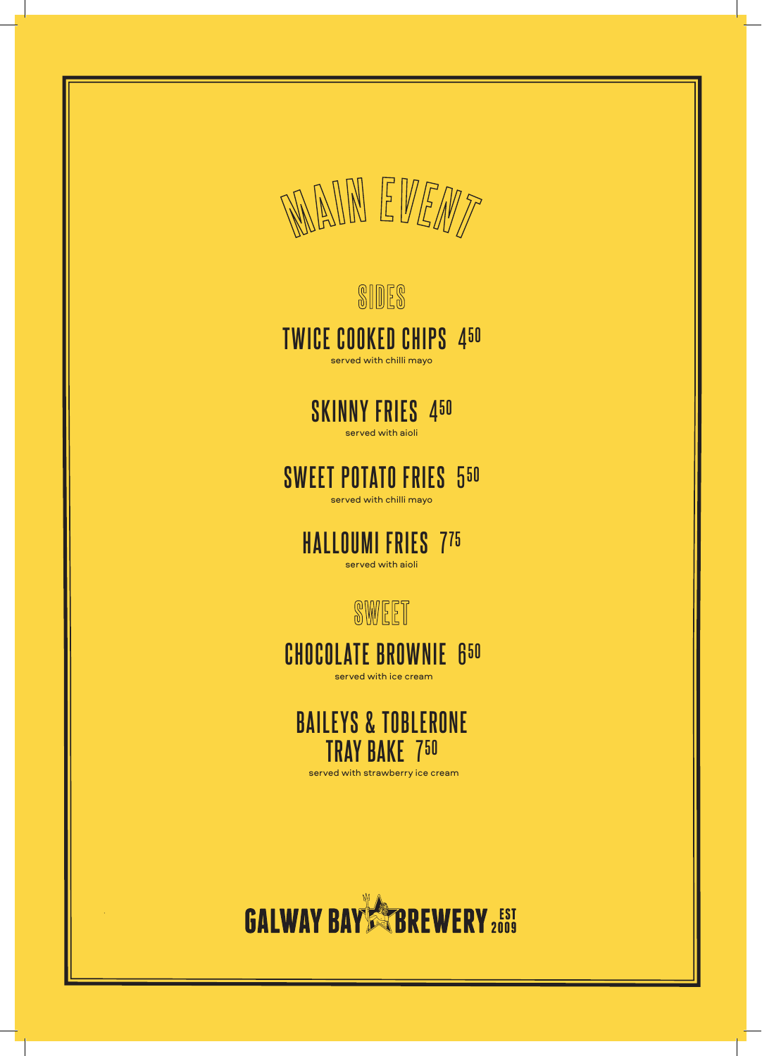# MAIN EVENT

## SIDES

### TWICE COOKED CHIPS 4[50]
served with chilli mayo

### SKINNY FRIES 4[50]
served with aioli

### SWEET POTATO FRIES 5[50]
served with chilli mayo

### HALLOUMI FRIES 7[75]
served with aioli

## SWEET

### CHOCOLATE BROWNIE 6[50]
served with ice cream

### BAILEYS & TOBLERONE TRAY BAKE 7[50]
served with strawberry ice cream

GALWAY BAY BREWERY EST 2009